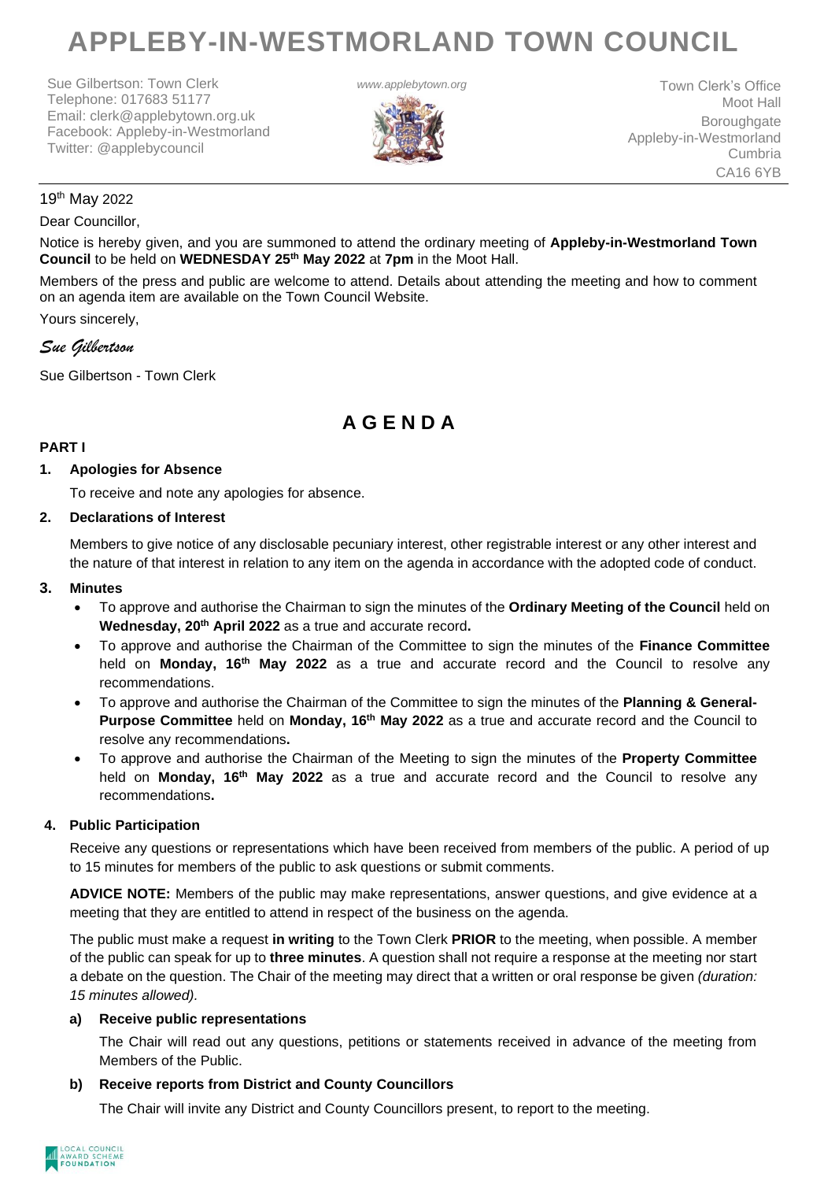# APPLEBY-IN-WESTMORLAND TOWN COUNCIL

Sue Gilbertson: Town Clerk
Telephone: 017683 51177
Email: clerk@applebytown.org.uk
Facebook: Appleby-in-Westmorland
Twitter: @applebycouncil

*www.applebytown.org*

Town Clerk's Office
Moot Hall
Boroughgate
Appleby-in-Westmorland
Cumbria
CA16 6YB

19th May 2022

Dear Councillor,

Notice is hereby given, and you are summoned to attend the ordinary meeting of **Appleby-in-Westmorland Town Council** to be held on **WEDNESDAY 25th May 2022** at **7pm** in the Moot Hall.

Members of the press and public are welcome to attend. Details about attending the meeting and how to comment on an agenda item are available on the Town Council Website.

Yours sincerely,

*Sue Gilbertson*

Sue Gilbertson - Town Clerk

## A G E N D A

**PART I**

**1. Apologies for Absence**

To receive and note any apologies for absence.

**2. Declarations of Interest**

Members to give notice of any disclosable pecuniary interest, other registrable interest or any other interest and the nature of that interest in relation to any item on the agenda in accordance with the adopted code of conduct.

**3. Minutes**

- To approve and authorise the Chairman to sign the minutes of the **Ordinary Meeting of the Council** held on **Wednesday, 20th April 2022** as a true and accurate record**.**
- To approve and authorise the Chairman of the Committee to sign the minutes of the **Finance Committee** held on **Monday, 16th May 2022** as a true and accurate record and the Council to resolve any recommendations.
- To approve and authorise the Chairman of the Committee to sign the minutes of the **Planning & General-Purpose Committee** held on **Monday, 16th May 2022** as a true and accurate record and the Council to resolve any recommendations**.**
- To approve and authorise the Chairman of the Meeting to sign the minutes of the **Property Committee** held on **Monday, 16th May 2022** as a true and accurate record and the Council to resolve any recommendations**.**

**4. Public Participation**

Receive any questions or representations which have been received from members of the public. A period of up to 15 minutes for members of the public to ask questions or submit comments.

**ADVICE NOTE:** Members of the public may make representations, answer questions, and give evidence at a meeting that they are entitled to attend in respect of the business on the agenda.

The public must make a request **in writing** to the Town Clerk **PRIOR** to the meeting, when possible. A member of the public can speak for up to **three minutes**. A question shall not require a response at the meeting nor start a debate on the question. The Chair of the meeting may direct that a written or oral response be given *(duration: 15 minutes allowed).*

**a) Receive public representations**

The Chair will read out any questions, petitions or statements received in advance of the meeting from Members of the Public.

**b) Receive reports from District and County Councillors**

The Chair will invite any District and County Councillors present, to report to the meeting.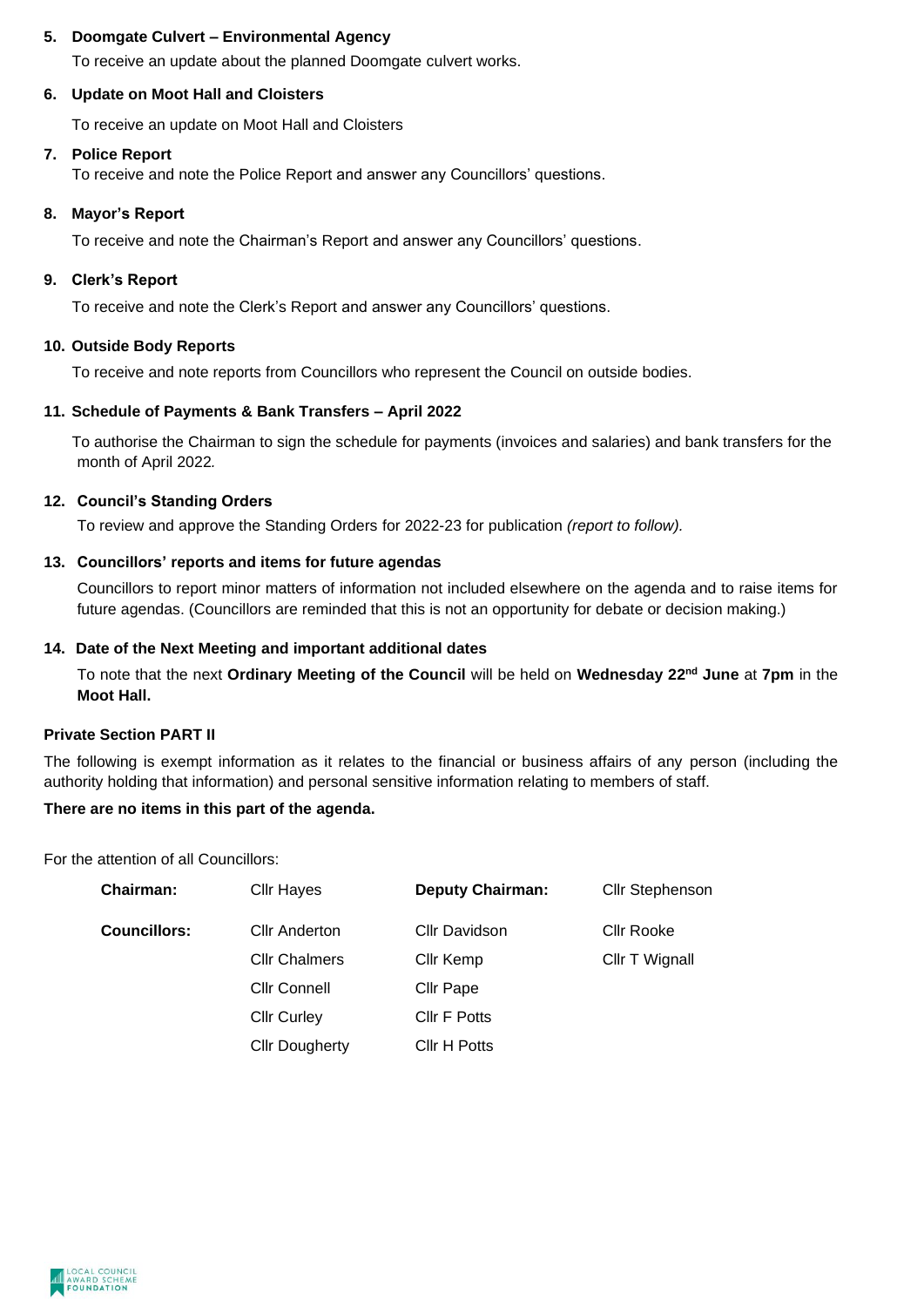**5. Doomgate Culvert – Environmental Agency**

To receive an update about the planned Doomgate culvert works.

**6. Update on Moot Hall and Cloisters**

To receive an update on Moot Hall and Cloisters

**7. Police Report**

To receive and note the Police Report and answer any Councillors' questions.

**8. Mayor's Report**

To receive and note the Chairman's Report and answer any Councillors' questions.

**9. Clerk's Report**

To receive and note the Clerk's Report and answer any Councillors' questions.

**10. Outside Body Reports**

To receive and note reports from Councillors who represent the Council on outside bodies.

**11. Schedule of Payments & Bank Transfers – April 2022**

To authorise the Chairman to sign the schedule for payments (invoices and salaries) and bank transfers for the month of April 2022*.*

**12. Council's Standing Orders**

To review and approve the Standing Orders for 2022-23 for publication *(report to follow).*

**13. Councillors' reports and items for future agendas**

Councillors to report minor matters of information not included elsewhere on the agenda and to raise items for future agendas. (Councillors are reminded that this is not an opportunity for debate or decision making.)

**14. Date of the Next Meeting and important additional dates**

To note that the next **Ordinary Meeting of the Council** will be held on **Wednesday 22nd June** at **7pm** in the **Moot Hall.**

**Private Section PART II**

The following is exempt information as it relates to the financial or business affairs of any person (including the authority holding that information) and personal sensitive information relating to members of staff.

**There are no items in this part of the agenda.**

For the attention of all Councillors:

| | | | |
|---|---|---|---|
| **Chairman:** | Cllr Hayes | **Deputy Chairman:** | Cllr Stephenson |
| **Councillors:** | Cllr Anderton | Cllr Davidson | Cllr Rooke |
| | Cllr Chalmers | Cllr Kemp | Cllr T Wignall |
| | Cllr Connell | Cllr Pape | |
| | Cllr Curley | Cllr F Potts | |
| | Cllr Dougherty | Cllr H Potts | |

LOCAL COUNCIL AWARD SCHEME FOUNDATION